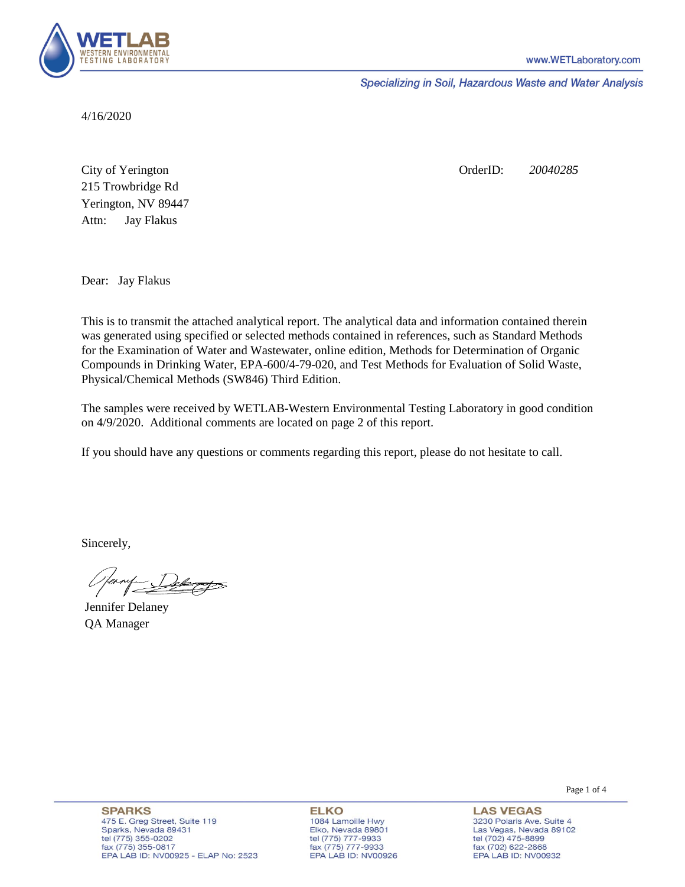WETLAB
WESTERN ENVIRONMENTAL TESTING LABORATORY

www.WETLaboratory.com

*Specializing in Soil, Hazardous Waste and Water Analysis*

4/16/2020

City of Yerington
215 Trowbridge Rd
Yerington, NV 89447
Attn: Jay Flakus

OrderID: *20040285*

Dear: Jay Flakus

This is to transmit the attached analytical report. The analytical data and information contained therein was generated using specified or selected methods contained in references, such as Standard Methods for the Examination of Water and Wastewater, online edition, Methods for Determination of Organic Compounds in Drinking Water, EPA-600/4-79-020, and Test Methods for Evaluation of Solid Waste, Physical/Chemical Methods (SW846) Third Edition.

The samples were received by WETLAB-Western Environmental Testing Laboratory in good condition on 4/9/2020. Additional comments are located on page 2 of this report.

If you should have any questions or comments regarding this report, please do not hesitate to call.

Sincerely,

Jennifer Delaney
QA Manager

**SPARKS**
475 E. Greg Street, Suite 119
Sparks, Nevada 89431
tel (775) 355-0202
fax (775) 355-0817
EPA LAB ID: NV00925 - ELAP No: 2523

**ELKO**
1084 Lamoille Hwy
Elko, Nevada 89801
tel (775) 777-9933
fax (775) 777-9933
EPA LAB ID: NV00926

**LAS VEGAS**
3230 Polaris Ave. Suite 4
Las Vegas, Nevada 89102
tel (702) 475-8899
fax (702) 622-2868
EPA LAB ID: NV00932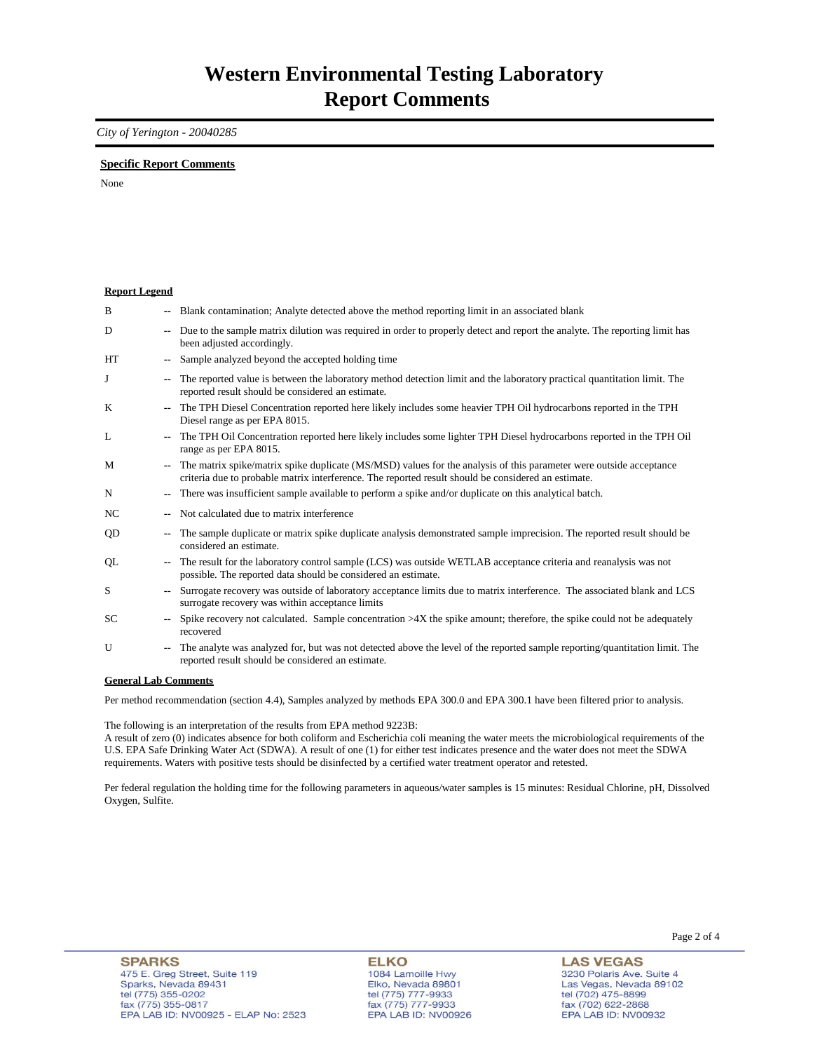# Western Environmental Testing Laboratory
# Report Comments

*City of Yerington - 20040285*

**Specific Report Comments**

None

**Report Legend**

| | | |
|---|---|---|
| B | -- | Blank contamination; Analyte detected above the method reporting limit in an associated blank |
| D | -- | Due to the sample matrix dilution was required in order to properly detect and report the analyte. The reporting limit has been adjusted accordingly. |
| HT | -- | Sample analyzed beyond the accepted holding time |
| J | -- | The reported value is between the laboratory method detection limit and the laboratory practical quantitation limit. The reported result should be considered an estimate. |
| K | -- | The TPH Diesel Concentration reported here likely includes some heavier TPH Oil hydrocarbons reported in the TPH Diesel range as per EPA 8015. |
| L | -- | The TPH Oil Concentration reported here likely includes some lighter TPH Diesel hydrocarbons reported in the TPH Oil range as per EPA 8015. |
| M | -- | The matrix spike/matrix spike duplicate (MS/MSD) values for the analysis of this parameter were outside acceptance criteria due to probable matrix interference. The reported result should be considered an estimate. |
| N | -- | There was insufficient sample available to perform a spike and/or duplicate on this analytical batch. |
| NC | -- | Not calculated due to matrix interference |
| QD | -- | The sample duplicate or matrix spike duplicate analysis demonstrated sample imprecision. The reported result should be considered an estimate. |
| QL | -- | The result for the laboratory control sample (LCS) was outside WETLAB acceptance criteria and reanalysis was not possible. The reported data should be considered an estimate. |
| S | -- | Surrogate recovery was outside of laboratory acceptance limits due to matrix interference. The associated blank and LCS surrogate recovery was within acceptance limits |
| SC | -- | Spike recovery not calculated. Sample concentration >4X the spike amount; therefore, the spike could not be adequately recovered |
| U | -- | The analyte was analyzed for, but was not detected above the level of the reported sample reporting/quantitation limit. The reported result should be considered an estimate. |

**General Lab Comments**

Per method recommendation (section 4.4), Samples analyzed by methods EPA 300.0 and EPA 300.1 have been filtered prior to analysis.

The following is an interpretation of the results from EPA method 9223B:
A result of zero (0) indicates absence for both coliform and Escherichia coli meaning the water meets the microbiological requirements of the U.S. EPA Safe Drinking Water Act (SDWA). A result of one (1) for either test indicates presence and the water does not meet the SDWA requirements. Waters with positive tests should be disinfected by a certified water treatment operator and retested.

Per federal regulation the holding time for the following parameters in aqueous/water samples is 15 minutes: Residual Chlorine, pH, Dissolved Oxygen, Sulfite.

**SPARKS**
475 E. Greg Street, Suite 119
Sparks, Nevada 89431
tel (775) 355-0202
fax (775) 355-0817
EPA LAB ID: NV00925 - ELAP No: 2523

**ELKO**
1084 Lamoille Hwy
Elko, Nevada 89801
tel (775) 777-9933
fax (775) 777-9933
EPA LAB ID: NV00926

**LAS VEGAS**
3230 Polaris Ave. Suite 4
Las Vegas, Nevada 89102
tel (702) 475-8899
fax (702) 622-2868
EPA LAB ID: NV00932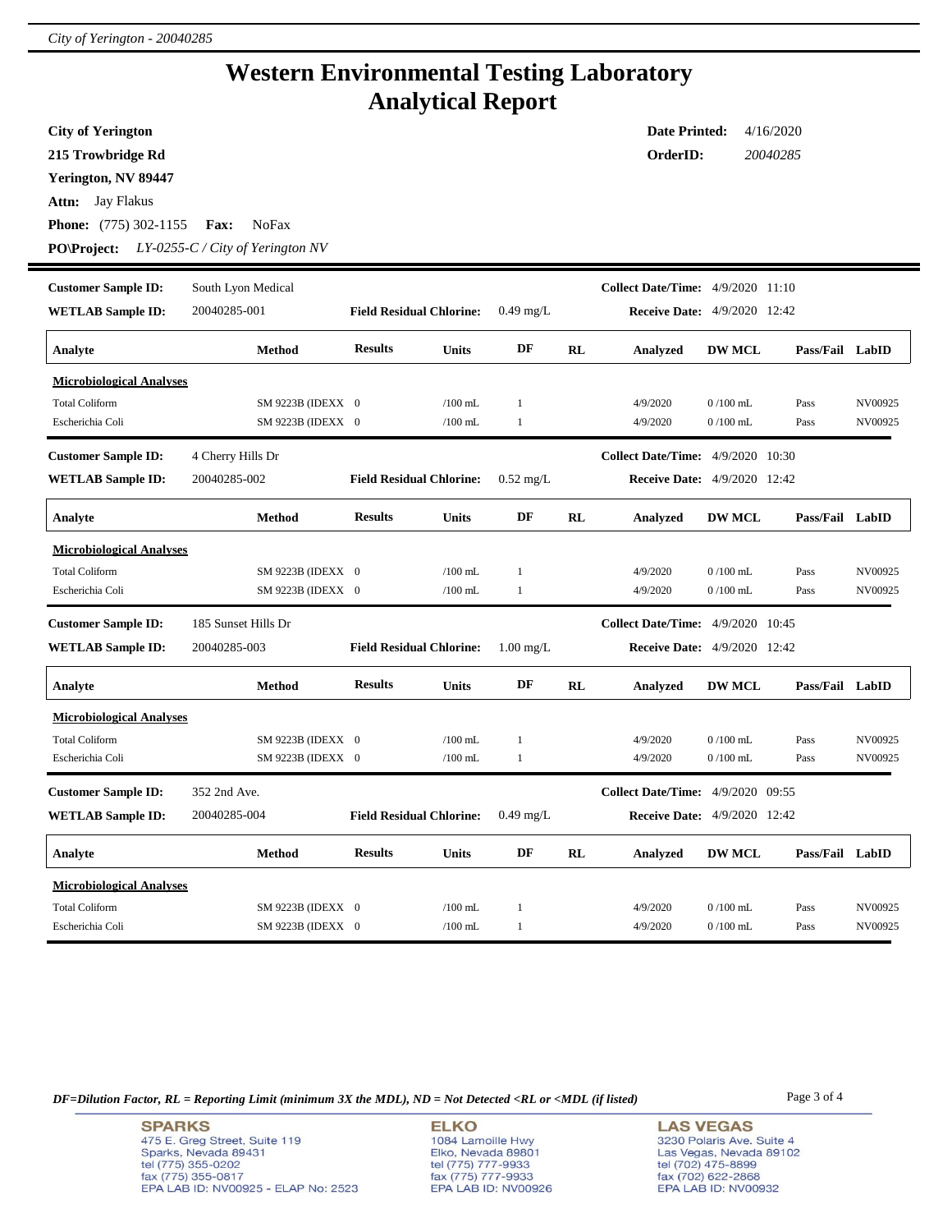# Western Environmental Testing Laboratory
# Analytical Report

**City of Yerington**
**215 Trowbridge Rd**
**Yerington, NV 89447**
**Attn:** Jay Flakus
**Phone:** (775) 302-1155 **Fax:** NoFax
**PO\Project:** *LY-0255-C / City of Yerington NV*

**Date Printed:** 4/16/2020
**OrderID:** *20040285*

---

**Customer Sample ID:** South Lyon Medical
**WETLAB Sample ID:** 20040285-001
**Field Residual Chlorine:** 0.49 mg/L
**Collect Date/Time:** 4/9/2020 11:10
**Receive Date:** 4/9/2020 12:42

| Analyte | Method | Results | Units | DF | RL | Analyzed | DW MCL | Pass/Fail | LabID |
|---|---|---|---|---|---|---|---|---|---|
| **Microbiological Analyses** | | | | | | | | | |
| Total Coliform | SM 9223B (IDEXX | 0 | /100 mL | 1 | | 4/9/2020 | 0 /100 mL | Pass | NV00925 |
| Escherichia Coli | SM 9223B (IDEXX | 0 | /100 mL | 1 | | 4/9/2020 | 0 /100 mL | Pass | NV00925 |

**Customer Sample ID:** 4 Cherry Hills Dr
**WETLAB Sample ID:** 20040285-002
**Field Residual Chlorine:** 0.52 mg/L
**Collect Date/Time:** 4/9/2020 10:30
**Receive Date:** 4/9/2020 12:42

| Analyte | Method | Results | Units | DF | RL | Analyzed | DW MCL | Pass/Fail | LabID |
|---|---|---|---|---|---|---|---|---|---|
| **Microbiological Analyses** | | | | | | | | | |
| Total Coliform | SM 9223B (IDEXX | 0 | /100 mL | 1 | | 4/9/2020 | 0 /100 mL | Pass | NV00925 |
| Escherichia Coli | SM 9223B (IDEXX | 0 | /100 mL | 1 | | 4/9/2020 | 0 /100 mL | Pass | NV00925 |

**Customer Sample ID:** 185 Sunset Hills Dr
**WETLAB Sample ID:** 20040285-003
**Field Residual Chlorine:** 1.00 mg/L
**Collect Date/Time:** 4/9/2020 10:45
**Receive Date:** 4/9/2020 12:42

| Analyte | Method | Results | Units | DF | RL | Analyzed | DW MCL | Pass/Fail | LabID |
|---|---|---|---|---|---|---|---|---|---|
| **Microbiological Analyses** | | | | | | | | | |
| Total Coliform | SM 9223B (IDEXX | 0 | /100 mL | 1 | | 4/9/2020 | 0 /100 mL | Pass | NV00925 |
| Escherichia Coli | SM 9223B (IDEXX | 0 | /100 mL | 1 | | 4/9/2020 | 0 /100 mL | Pass | NV00925 |

**Customer Sample ID:** 352 2nd Ave.
**WETLAB Sample ID:** 20040285-004
**Field Residual Chlorine:** 0.49 mg/L
**Collect Date/Time:** 4/9/2020 09:55
**Receive Date:** 4/9/2020 12:42

| Analyte | Method | Results | Units | DF | RL | Analyzed | DW MCL | Pass/Fail | LabID |
|---|---|---|---|---|---|---|---|---|---|
| **Microbiological Analyses** | | | | | | | | | |
| Total Coliform | SM 9223B (IDEXX | 0 | /100 mL | 1 | | 4/9/2020 | 0 /100 mL | Pass | NV00925 |
| Escherichia Coli | SM 9223B (IDEXX | 0 | /100 mL | 1 | | 4/9/2020 | 0 /100 mL | Pass | NV00925 |

*DF=Dilution Factor, RL = Reporting Limit (minimum 3X the MDL), ND = Not Detected <RL or <MDL (if listed)*

**SPARKS**
475 E. Greg Street, Suite 119
Sparks, Nevada 89431
tel (775) 355-0202
fax (775) 355-0817
EPA LAB ID: NV00925 - ELAP No: 2523

**ELKO**
1084 Lamoille Hwy
Elko, Nevada 89801
tel (775) 777-9933
fax (775) 777-9933
EPA LAB ID: NV00926

**LAS VEGAS**
3230 Polaris Ave. Suite 4
Las Vegas, Nevada 89102
tel (702) 475-8899
fax (702) 622-2868
EPA LAB ID: NV00932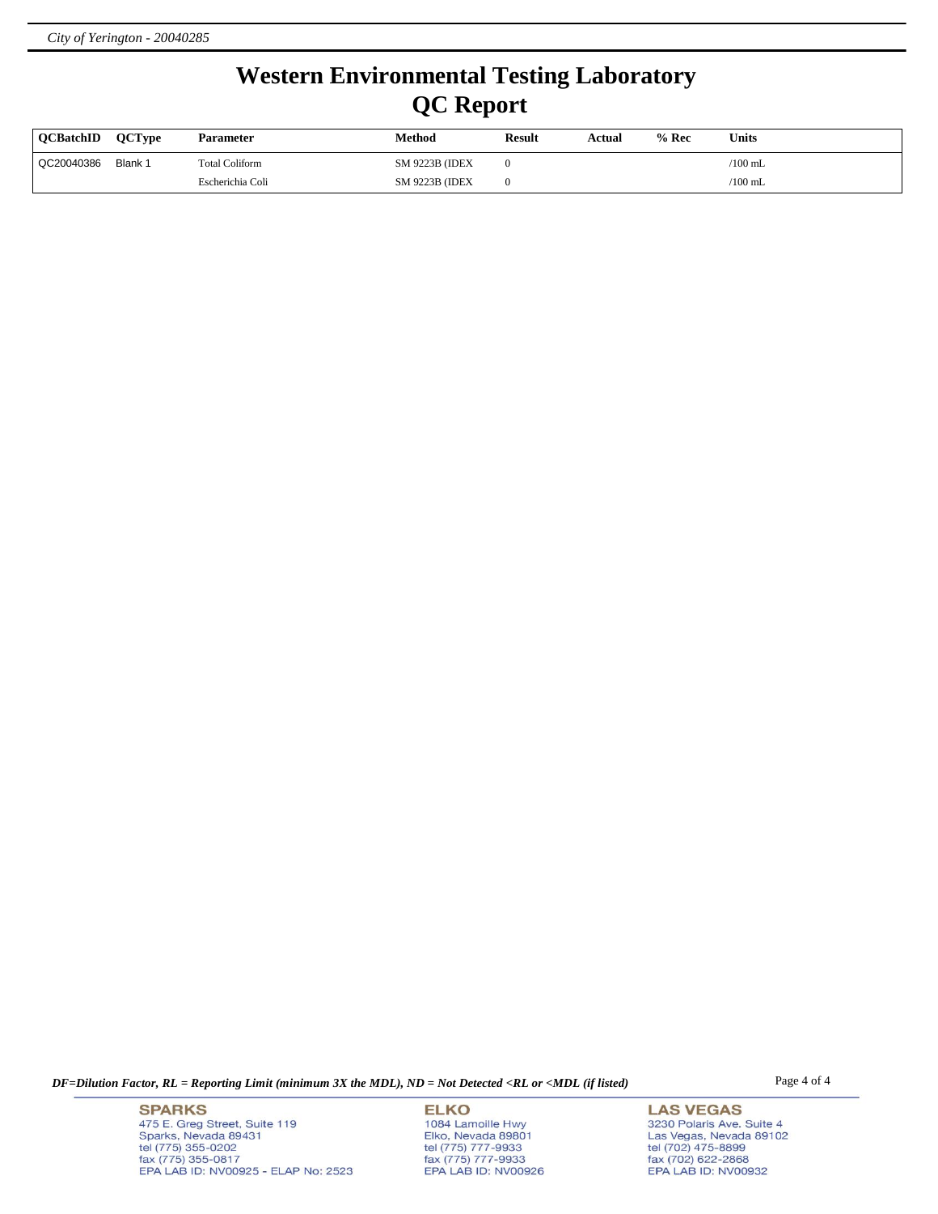# Western Environmental Testing Laboratory
## QC Report

| QCBatchID | QCType | Parameter | Method | Result | Actual | % Rec | Units |
|---|---|---|---|---|---|---|---|
| QC20040386 | Blank 1 | Total Coliform | SM 9223B (IDEX | 0 | | | /100 mL |
| | | Escherichia Coli | SM 9223B (IDEX | 0 | | | /100 mL |

*DF=Dilution Factor, RL = Reporting Limit (minimum 3X the MDL), ND = Not Detected <RL or <MDL (if listed)*

**SPARKS**
475 E. Greg Street, Suite 119
Sparks, Nevada 89431
tel (775) 355-0202
fax (775) 355-0817
EPA LAB ID: NV00925 - ELAP No: 2523

**ELKO**
1084 Lamoille Hwy
Elko, Nevada 89801
tel (775) 777-9933
fax (775) 777-9933
EPA LAB ID: NV00926

**LAS VEGAS**
3230 Polaris Ave. Suite 4
Las Vegas, Nevada 89102
tel (702) 475-8899
fax (702) 622-2868
EPA LAB ID: NV00932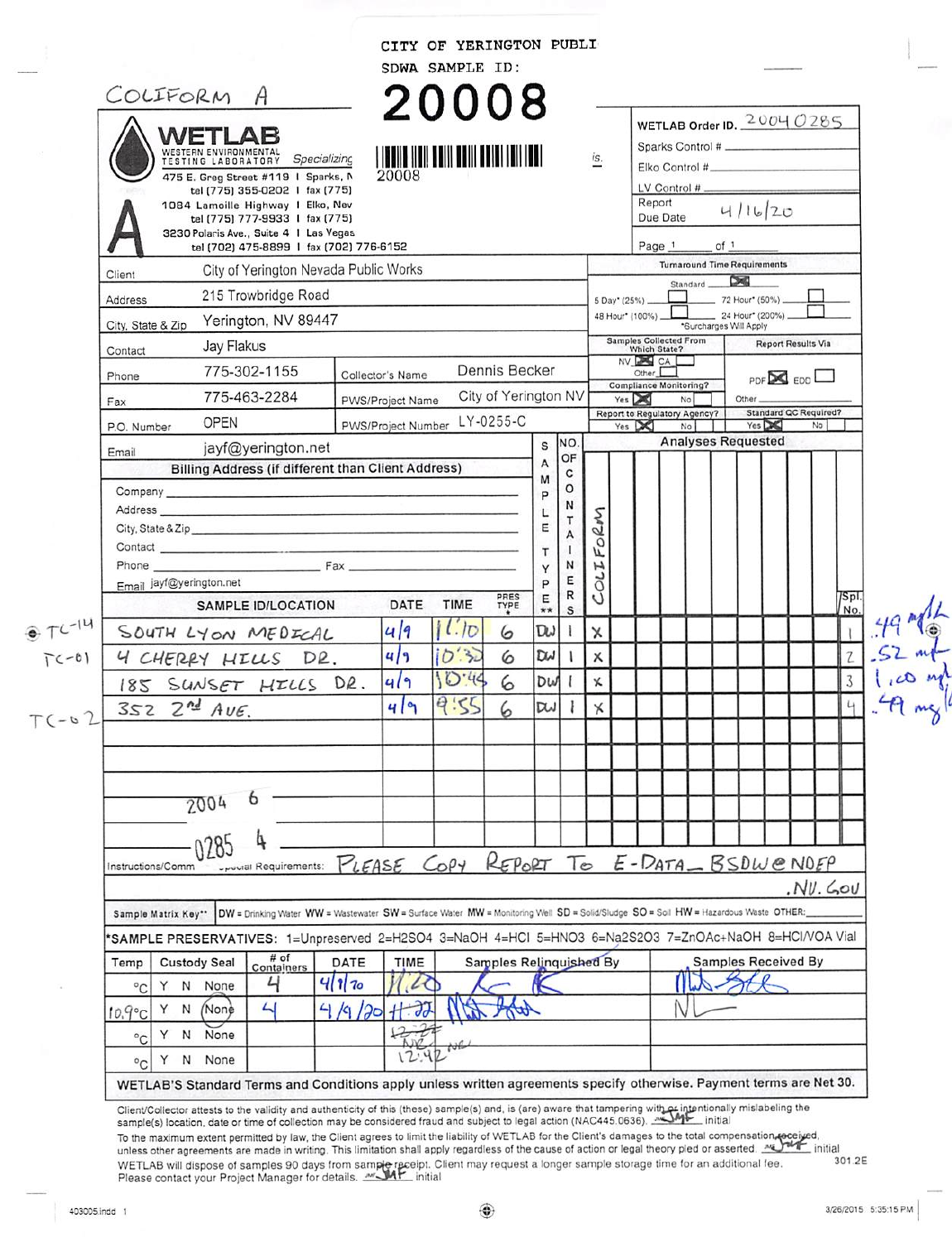CITY OF YERINGTON PUBLI

SDWA SAMPLE ID:

# 20008

COLIFORM A

**WETLAB**
WESTERN ENVIRONMENTAL TESTING LABORATORY Specializing

475 E. Greg Street #119 | Sparks, N
tel (775) 355-0202 | fax (775)
1084 Lamoille Highway | Elko, Nev
tel (775) 777-9933 | fax (775)
3230 Polaris Ave., Suite 4 | Las Vegas
tel (702) 475-8899 | fax (702) 776-6152

20008

WETLAB Order ID. 2004 0285
Sparks Control # ______
Elko Control # ______
LV Control # ______
Report Due Date 4/16/20
Page 1 of 1

| | | | |
|---|---|---|---|
| Client | City of Yerington Nevada Public Works | | |
| Address | 215 Trowbridge Road | | |
| City, State & Zip | Yerington, NV 89447 | | |
| Contact | Jay Flakus | | |
| Phone | 775-302-1155 | Collector's Name | Dennis Becker |
| Fax | 775-463-2284 | PWS/Project Name | City of Yerington NV |
| P.O. Number | OPEN | PWS/Project Number | LY-0255-C |
| Email | jayf@yerington.net | | |

Turnaround Time Requirements: Standard [X] 5 Day* (25%) ___ 72 Hour* (50%) [ ] 48 Hour* (100%) [ ] 24 Hour* (200%) [ ] *Surcharges Will Apply

Samples Collected From Which State? NV [X] CA [ ] Other [ ]

Report Results Via: PDF [X] EDD [ ] Other ___

Compliance Monitoring? Yes [X] No ___

Report to Regulatory Agency? Yes [X] No ___

Standard QC Required? Yes [X] No ___

Billing Address (if different than Client Address)
Company ______
Address ______
City, State & Zip ______
Contact ______
Phone ______ Fax ______
Email jayf@yerington.net

Analyses Requested

| | SAMPLE ID/LOCATION | DATE | TIME | PRES TYPE * | SAMPLE TYPE ** | NO. OF CONTAINERS | COLIFORM | Spl. No. | |
|---|---|---|---|---|---|---|---|---|---|
| TC-14 | SOUTH LYON MEDICAL | 4/9 | 11:10 | 6 | DW | 1 | X | 1 | .49 mg/L |
| TC-01 | 4 CHERRY HILLS DR. | 4/9 | 10:30 | 6 | DW | 1 | X | 2 | .52 mg/L |
| | 185 SUNSET HILLS DR. | 4/9 | 10:45 | 6 | DW | 1 | X | 3 | 1.00 mg/L |
| TC-02 | 352 2nd AVE. | 4/9 | 9:55 | 6 | DW | 1 | X | 4 | .49 mg/L |

2004 6
0285 4

Instructions/Comments/Special Requirements: PLEASE COPY REPORT TO E-DATA_BSDW@NDEP.NV.GOV

Sample Matrix Key** DW = Drinking Water WW = Wastewater SW = Surface Water MW = Monitoring Well SD = Solid/Sludge SO = Soil HW = Hazardous Waste OTHER:

*SAMPLE PRESERVATIVES: 1=Unpreserved 2=H2SO4 3=NaOH 4=HCl 5=HNO3 6=Na2S2O3 7=ZnOAc+NaOH 8=HCl/VOA Vial

| Temp | Custody Seal | # of Containers | DATE | TIME | Samples Relinquished By | Samples Received By |
|---|---|---|---|---|---|---|
| °C | Y N None | 4 | 4/9/20 | 11:20 | [signature] | [signature] |
| 10.9°C | Y N (None) | 4 | 4/9/20 | 11:22 | [signature] | NL |
| °C | Y N None | | | ~~12:22~~ 12:42 NL | | |
| °C | Y N None | | | | | |

WETLAB'S Standard Terms and Conditions apply unless written agreements specify otherwise. Payment terms are Net 30.

Client/Collector attests to the validity and authenticity of this (these) sample(s) and, is (are) aware that tampering with or intentionally mislabeling the sample(s) location, date or time of collection may be considered fraud and subject to legal action (NAC445.0636). JMF initial

To the maximum extent permitted by law, the Client agrees to limit the liability of WETLAB for the Client's damages to the total compensation received, unless other agreements are made in writing. This limitation shall apply regardless of the cause of action or legal theory pled or asserted. JMF initial

WETLAB will dispose of samples 90 days from sample receipt. Client may request a longer sample storage time for an additional fee. Please contact your Project Manager for details. JMF initial

301 2E